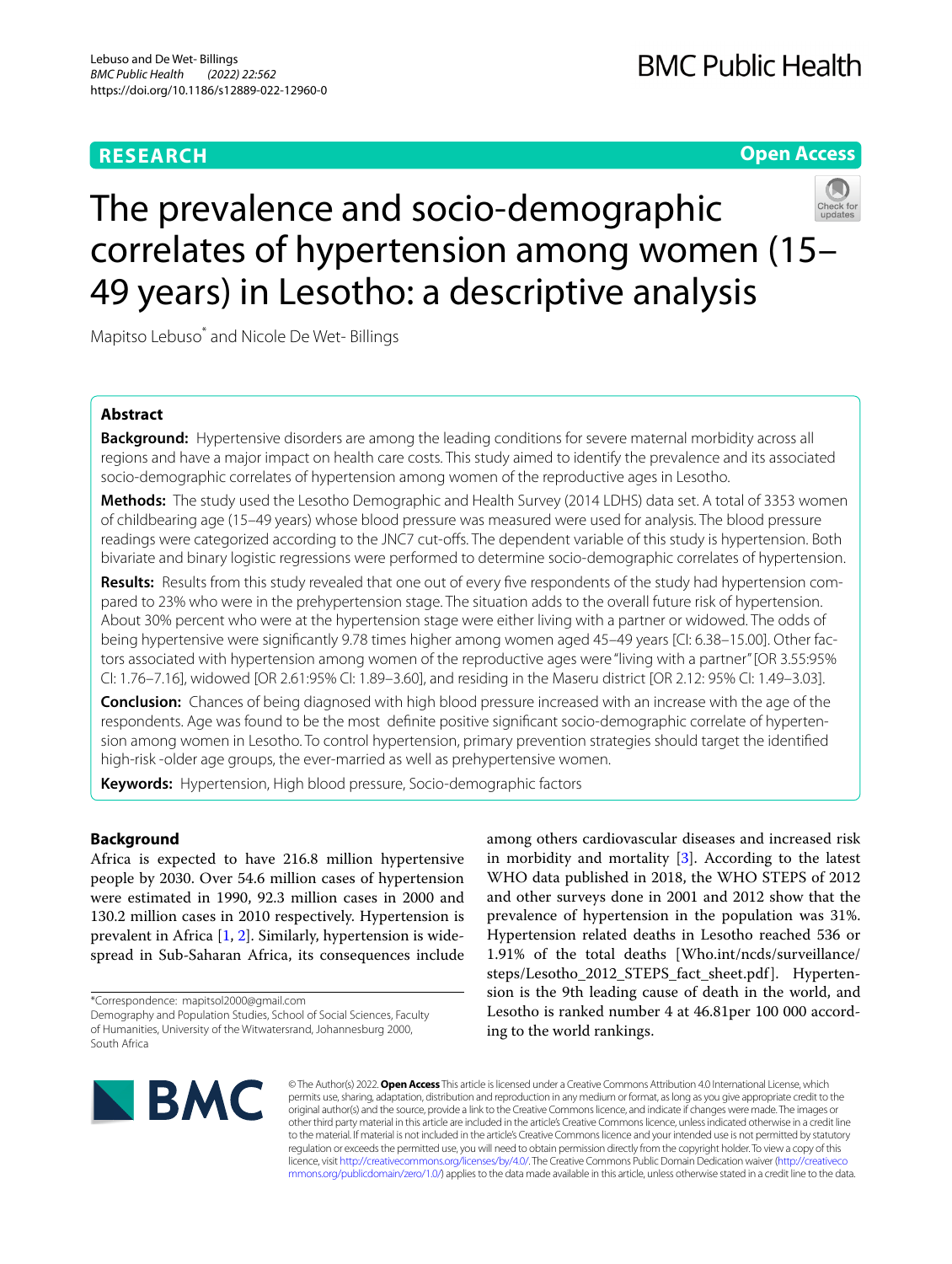**RESEARCH** **Open Access**

# The prevalence and socio-demographic correlates of hypertension among women (15–49 years) in Lesotho: a descriptive analysis

Mapitso Lebuso* and Nicole De Wet- Billings

## Abstract

**Background:** Hypertensive disorders are among the leading conditions for severe maternal morbidity across all regions and have a major impact on health care costs. This study aimed to identify the prevalence and its associated socio-demographic correlates of hypertension among women of the reproductive ages in Lesotho.

**Methods:** The study used the Lesotho Demographic and Health Survey (2014 LDHS) data set. A total of 3353 women of childbearing age (15–49 years) whose blood pressure was measured were used for analysis. The blood pressure readings were categorized according to the JNC7 cut-offs. The dependent variable of this study is hypertension. Both bivariate and binary logistic regressions were performed to determine socio-demographic correlates of hypertension.

**Results:** Results from this study revealed that one out of every five respondents of the study had hypertension compared to 23% who were in the prehypertension stage. The situation adds to the overall future risk of hypertension. About 30% percent who were at the hypertension stage were either living with a partner or widowed. The odds of being hypertensive were significantly 9.78 times higher among women aged 45–49 years [CI: 6.38–15.00]. Other factors associated with hypertension among women of the reproductive ages were "living with a partner" [OR 3.55:95% CI: 1.76–7.16], widowed [OR 2.61:95% CI: 1.89–3.60], and residing in the Maseru district [OR 2.12: 95% CI: 1.49–3.03].

**Conclusion:** Chances of being diagnosed with high blood pressure increased with an increase with the age of the respondents. Age was found to be the most definite positive significant socio-demographic correlate of hypertension among women in Lesotho. To control hypertension, primary prevention strategies should target the identified high-risk -older age groups, the ever-married as well as prehypertensive women.

**Keywords:** Hypertension, High blood pressure, Socio-demographic factors

## Background

Africa is expected to have 216.8 million hypertensive people by 2030. Over 54.6 million cases of hypertension were estimated in 1990, 92.3 million cases in 2000 and 130.2 million cases in 2010 respectively. Hypertension is prevalent in Africa [1, 2]. Similarly, hypertension is widespread in Sub-Saharan Africa, its consequences include among others cardiovascular diseases and increased risk in morbidity and mortality [3]. According to the latest WHO data published in 2018, the WHO STEPS of 2012 and other surveys done in 2001 and 2012 show that the prevalence of hypertension in the population was 31%. Hypertension related deaths in Lesotho reached 536 or 1.91% of the total deaths [Who.int/ncds/surveillance/steps/Lesotho_2012_STEPS_fact_sheet.pdf]. Hypertension is the 9th leading cause of death in the world, and Lesotho is ranked number 4 at 46.81per 100 000 according to the world rankings.

*Correspondence: mapitsol2000@gmail.com
Demography and Population Studies, School of Social Sciences, Faculty of Humanities, University of the Witwatersrand, Johannesburg 2000, South Africa

© The Author(s) 2022. **Open Access** This article is licensed under a Creative Commons Attribution 4.0 International License, which permits use, sharing, adaptation, distribution and reproduction in any medium or format, as long as you give appropriate credit to the original author(s) and the source, provide a link to the Creative Commons licence, and indicate if changes were made. The images or other third party material in this article are included in the article's Creative Commons licence, unless indicated otherwise in a credit line to the material. If material is not included in the article's Creative Commons licence and your intended use is not permitted by statutory regulation or exceeds the permitted use, you will need to obtain permission directly from the copyright holder. To view a copy of this licence, visit http://creativecommons.org/licenses/by/4.0/. The Creative Commons Public Domain Dedication waiver (http://creativecommons.org/publicdomain/zero/1.0/) applies to the data made available in this article, unless otherwise stated in a credit line to the data.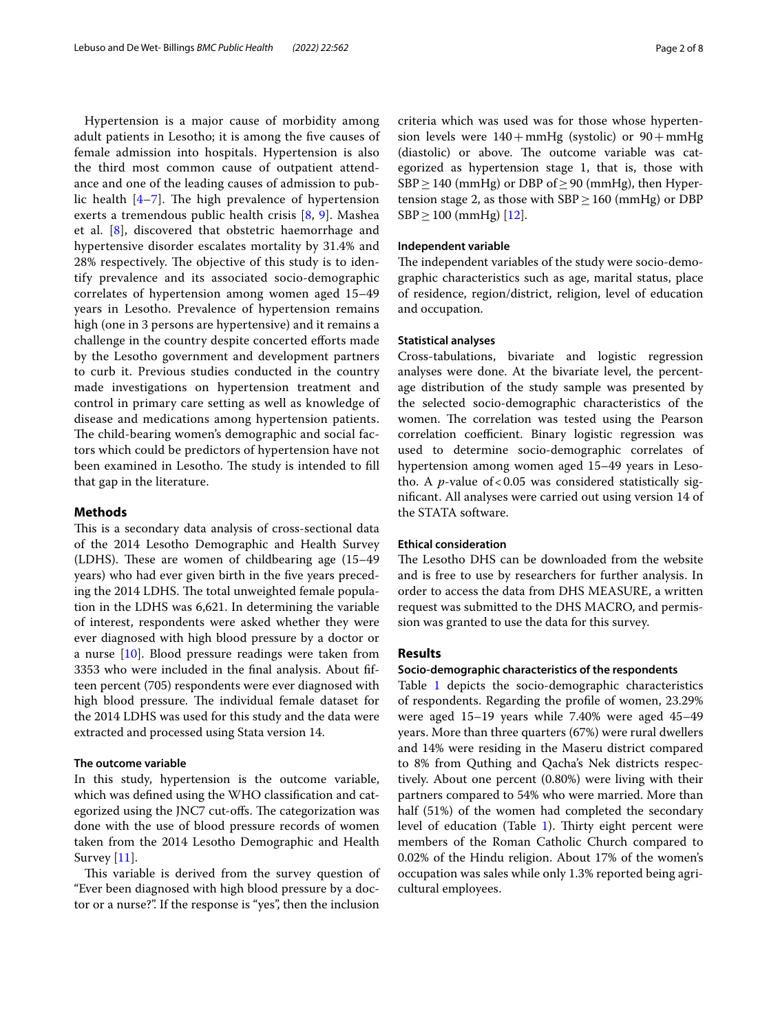Hypertension is a major cause of morbidity among adult patients in Lesotho; it is among the five causes of female admission into hospitals. Hypertension is also the third most common cause of outpatient attendance and one of the leading causes of admission to public health [4–7]. The high prevalence of hypertension exerts a tremendous public health crisis [8, 9]. Mashea et al. [8], discovered that obstetric haemorrhage and hypertensive disorder escalates mortality by 31.4% and 28% respectively. The objective of this study is to identify prevalence and its associated socio-demographic correlates of hypertension among women aged 15–49 years in Lesotho. Prevalence of hypertension remains high (one in 3 persons are hypertensive) and it remains a challenge in the country despite concerted efforts made by the Lesotho government and development partners to curb it. Previous studies conducted in the country made investigations on hypertension treatment and control in primary care setting as well as knowledge of disease and medications among hypertension patients. The child-bearing women's demographic and social factors which could be predictors of hypertension have not been examined in Lesotho. The study is intended to fill that gap in the literature.

## Methods

This is a secondary data analysis of cross-sectional data of the 2014 Lesotho Demographic and Health Survey (LDHS). These are women of childbearing age (15–49 years) who had ever given birth in the five years preceding the 2014 LDHS. The total unweighted female population in the LDHS was 6,621. In determining the variable of interest, respondents were asked whether they were ever diagnosed with high blood pressure by a doctor or a nurse [10]. Blood pressure readings were taken from 3353 who were included in the final analysis. About fifteen percent (705) respondents were ever diagnosed with high blood pressure. The individual female dataset for the 2014 LDHS was used for this study and the data were extracted and processed using Stata version 14.

### The outcome variable

In this study, hypertension is the outcome variable, which was defined using the WHO classification and categorized using the JNC7 cut-offs. The categorization was done with the use of blood pressure records of women taken from the 2014 Lesotho Demographic and Health Survey [11].

This variable is derived from the survey question of "Ever been diagnosed with high blood pressure by a doctor or a nurse?". If the response is "yes", then the inclusion criteria which was used was for those whose hypertension levels were 140 + mmHg (systolic) or 90 + mmHg (diastolic) or above. The outcome variable was categorized as hypertension stage 1, that is, those with SBP ≥ 140 (mmHg) or DBP of ≥ 90 (mmHg), then Hypertension stage 2, as those with SBP ≥ 160 (mmHg) or DBP SBP ≥ 100 (mmHg) [12].

### Independent variable

The independent variables of the study were socio-demographic characteristics such as age, marital status, place of residence, region/district, religion, level of education and occupation.

### Statistical analyses

Cross-tabulations, bivariate and logistic regression analyses were done. At the bivariate level, the percentage distribution of the study sample was presented by the selected socio-demographic characteristics of the women. The correlation was tested using the Pearson correlation coefficient. Binary logistic regression was used to determine socio-demographic correlates of hypertension among women aged 15–49 years in Lesotho. A *p*-value of $< 0.05$ was considered statistically significant. All analyses were carried out using version 14 of the STATA software.

### Ethical consideration

The Lesotho DHS can be downloaded from the website and is free to use by researchers for further analysis. In order to access the data from DHS MEASURE, a written request was submitted to the DHS MACRO, and permission was granted to use the data for this survey.

## Results

### Socio-demographic characteristics of the respondents

Table 1 depicts the socio-demographic characteristics of respondents. Regarding the profile of women, 23.29% were aged 15–19 years while 7.40% were aged 45–49 years. More than three quarters (67%) were rural dwellers and 14% were residing in the Maseru district compared to 8% from Quthing and Qacha's Nek districts respectively. About one percent (0.80%) were living with their partners compared to 54% who were married. More than half (51%) of the women had completed the secondary level of education (Table 1). Thirty eight percent were members of the Roman Catholic Church compared to 0.02% of the Hindu religion. About 17% of the women's occupation was sales while only 1.3% reported being agricultural employees.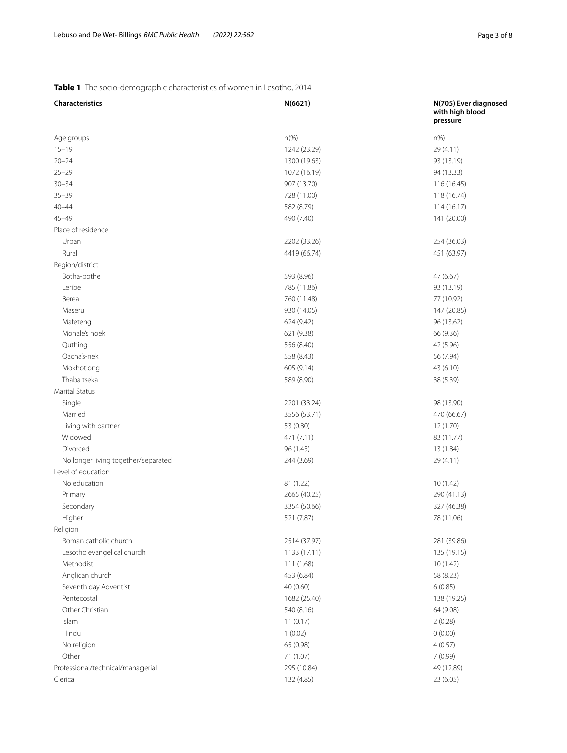**Table 1** The socio-demographic characteristics of women in Lesotho, 2014

| Characteristics | N(6621) | N(705) Ever diagnosed with high blood pressure |
|---|---|---|
| Age groups | n(%) | n%) |
| 15–19 | 1242 (23.29) | 29 (4.11) |
| 20–24 | 1300 (19.63) | 93 (13.19) |
| 25–29 | 1072 (16.19) | 94 (13.33) |
| 30–34 | 907 (13.70) | 116 (16.45) |
| 35–39 | 728 (11.00) | 118 (16.74) |
| 40–44 | 582 (8.79) | 114 (16.17) |
| 45–49 | 490 (7.40) | 141 (20.00) |
| Place of residence | | |
| Urban | 2202 (33.26) | 254 (36.03) |
| Rural | 4419 (66.74) | 451 (63.97) |
| Region/district | | |
| Botha-bothe | 593 (8.96) | 47 (6.67) |
| Leribe | 785 (11.86) | 93 (13.19) |
| Berea | 760 (11.48) | 77 (10.92) |
| Maseru | 930 (14.05) | 147 (20.85) |
| Mafeteng | 624 (9.42) | 96 (13.62) |
| Mohale's hoek | 621 (9.38) | 66 (9.36) |
| Quthing | 556 (8.40) | 42 (5.96) |
| Qacha's-nek | 558 (8.43) | 56 (7.94) |
| Mokhotlong | 605 (9.14) | 43 (6.10) |
| Thaba tseka | 589 (8.90) | 38 (5.39) |
| Marital Status | | |
| Single | 2201 (33.24) | 98 (13.90) |
| Married | 3556 (53.71) | 470 (66.67) |
| Living with partner | 53 (0.80) | 12 (1.70) |
| Widowed | 471 (7.11) | 83 (11.77) |
| Divorced | 96 (1.45) | 13 (1.84) |
| No longer living together/separated | 244 (3.69) | 29 (4.11) |
| Level of education | | |
| No education | 81 (1.22) | 10 (1.42) |
| Primary | 2665 (40.25) | 290 (41.13) |
| Secondary | 3354 (50.66) | 327 (46.38) |
| Higher | 521 (7.87) | 78 (11.06) |
| Religion | | |
| Roman catholic church | 2514 (37.97) | 281 (39.86) |
| Lesotho evangelical church | 1133 (17.11) | 135 (19.15) |
| Methodist | 111 (1.68) | 10 (1.42) |
| Anglican church | 453 (6.84) | 58 (8.23) |
| Seventh day Adventist | 40 (0.60) | 6 (0.85) |
| Pentecostal | 1682 (25.40) | 138 (19.25) |
| Other Christian | 540 (8.16) | 64 (9.08) |
| Islam | 11 (0.17) | 2 (0.28) |
| Hindu | 1 (0.02) | 0 (0.00) |
| No religion | 65 (0.98) | 4 (0.57) |
| Other | 71 (1.07) | 7 (0.99) |
| Professional/technical/managerial | 295 (10.84) | 49 (12.89) |
| Clerical | 132 (4.85) | 23 (6.05) |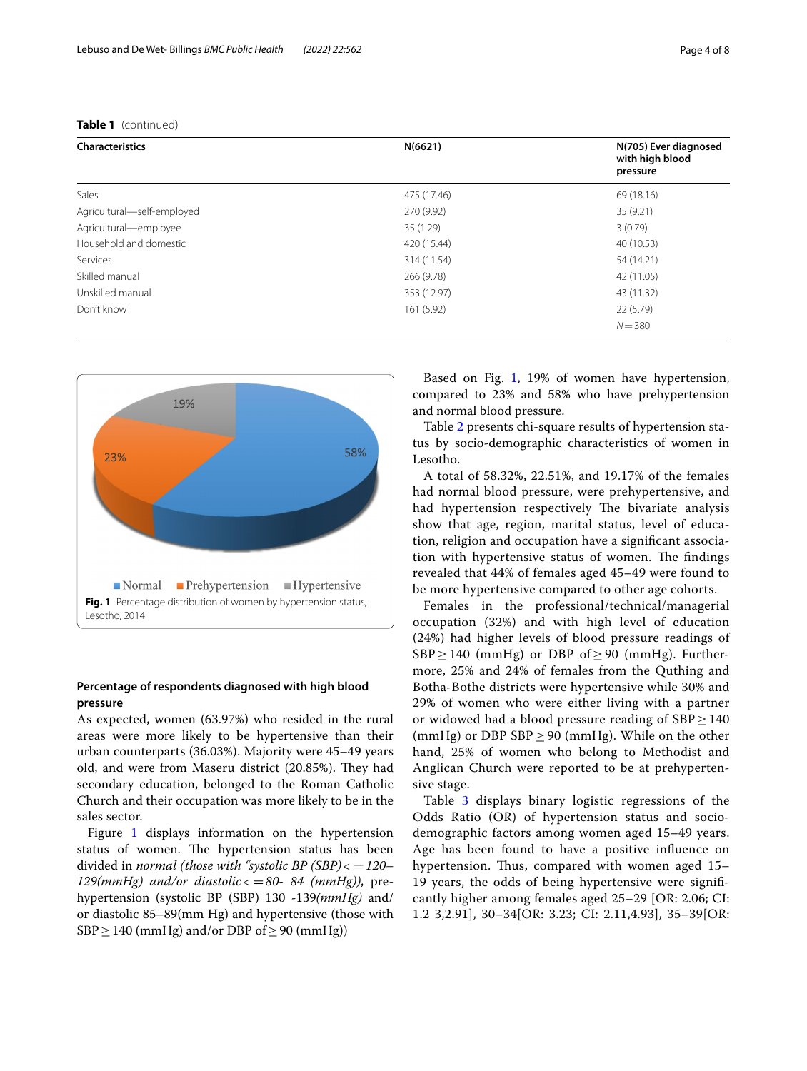**Table 1** (continued)

| Characteristics | N(6621) | N(705) Ever diagnosed with high blood pressure |
|---|---|---|
| Sales | 475 (17.46) | 69 (18.16) |
| Agricultural—self-employed | 270 (9.92) | 35 (9.21) |
| Agricultural—employee | 35 (1.29) | 3 (0.79) |
| Household and domestic | 420 (15.44) | 40 (10.53) |
| Services | 314 (11.54) | 54 (14.21) |
| Skilled manual | 266 (9.78) | 42 (11.05) |
| Unskilled manual | 353 (12.97) | 43 (11.32) |
| Don't know | 161 (5.92) | 22 (5.79) |
| | | *N* = 380 |

**Fig. 1** Percentage distribution of women by hypertension status, Lesotho, 2014

### Percentage of respondents diagnosed with high blood pressure

As expected, women (63.97%) who resided in the rural areas were more likely to be hypertensive than their urban counterparts (36.03%). Majority were 45–49 years old, and were from Maseru district (20.85%). They had secondary education, belonged to the Roman Catholic Church and their occupation was more likely to be in the sales sector.

Figure 1 displays information on the hypertension status of women. The hypertension status has been divided in *normal (those with "systolic BP (SBP) < = 120–129(mmHg) and/or diastolic < = 80- 84 (mmHg))*, pre-hypertension (systolic BP (SBP) 130 -139*(mmHg)* and/or diastolic 85–89(mm Hg) and hypertensive (those with SBP ≥ 140 (mmHg) and/or DBP of ≥ 90 (mmHg))

Based on Fig. 1, 19% of women have hypertension, compared to 23% and 58% who have prehypertension and normal blood pressure.

Table 2 presents chi-square results of hypertension status by socio-demographic characteristics of women in Lesotho.

A total of 58.32%, 22.51%, and 19.17% of the females had normal blood pressure, were prehypertensive, and had hypertension respectively The bivariate analysis show that age, region, marital status, level of education, religion and occupation have a significant association with hypertensive status of women. The findings revealed that 44% of females aged 45–49 were found to be more hypertensive compared to other age cohorts.

Females in the professional/technical/managerial occupation (32%) and with high level of education (24%) had higher levels of blood pressure readings of SBP ≥ 140 (mmHg) or DBP of ≥ 90 (mmHg). Furthermore, 25% and 24% of females from the Quthing and Botha-Bothe districts were hypertensive while 30% and 29% of women who were either living with a partner or widowed had a blood pressure reading of SBP ≥ 140 (mmHg) or DBP SBP ≥ 90 (mmHg). While on the other hand, 25% of women who belong to Methodist and Anglican Church were reported to be at prehypertensive stage.

Table 3 displays binary logistic regressions of the Odds Ratio (OR) of hypertension status and socio-demographic factors among women aged 15–49 years. Age has been found to have a positive influence on hypertension. Thus, compared with women aged 15–19 years, the odds of being hypertensive were significantly higher among females aged 25–29 [OR: 2.06; CI: 1.2 3,2.91], 30–34[OR: 3.23; CI: 2.11,4.93], 35–39[OR: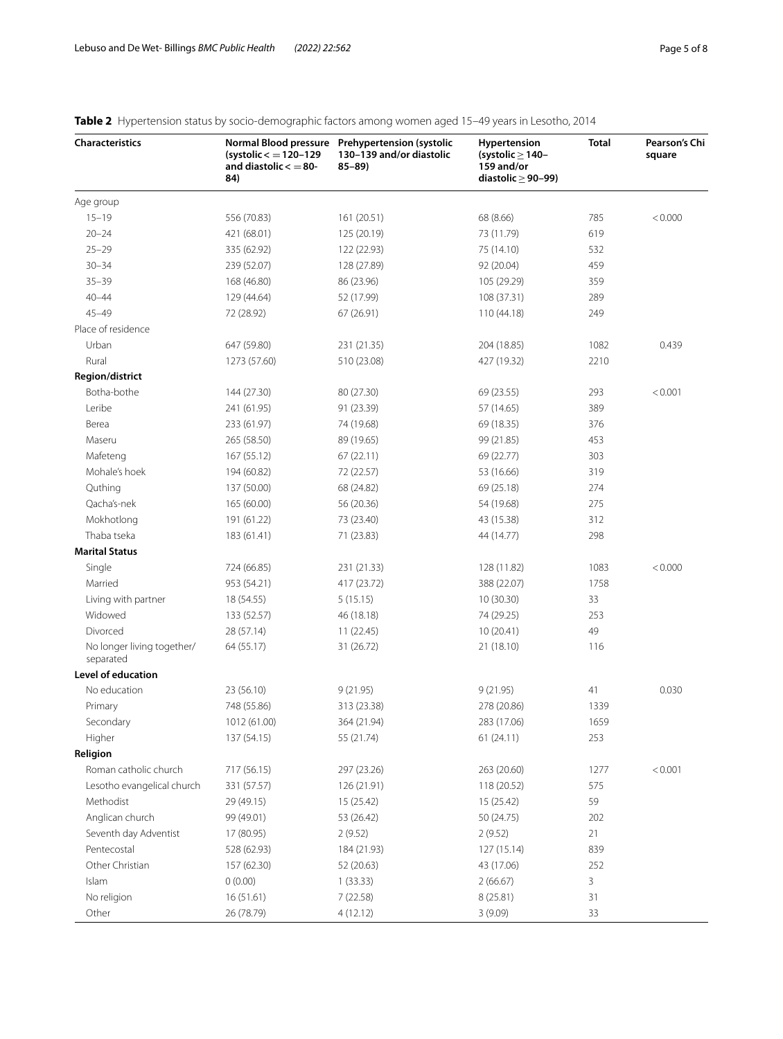**Table 2** Hypertension status by socio-demographic factors among women aged 15–49 years in Lesotho, 2014

| Characteristics | Normal Blood pressure (systolic < = 120–129 and diastolic < = 80-84) | Prehypertension (systolic 130–139 and/or diastolic 85–89) | Hypertension (systolic ≥ 140–159 and/or diastolic ≥ 90–99) | Total | Pearson's Chi square |
|---|---|---|---|---|---|
| Age group | | | | | |
| 15–19 | 556 (70.83) | 161 (20.51) | 68 (8.66) | 785 | < 0.000 |
| 20–24 | 421 (68.01) | 125 (20.19) | 73 (11.79) | 619 | |
| 25–29 | 335 (62.92) | 122 (22.93) | 75 (14.10) | 532 | |
| 30–34 | 239 (52.07) | 128 (27.89) | 92 (20.04) | 459 | |
| 35–39 | 168 (46.80) | 86 (23.96) | 105 (29.29) | 359 | |
| 40–44 | 129 (44.64) | 52 (17.99) | 108 (37.31) | 289 | |
| 45–49 | 72 (28.92) | 67 (26.91) | 110 (44.18) | 249 | |
| Place of residence | | | | | |
| Urban | 647 (59.80) | 231 (21.35) | 204 (18.85) | 1082 | 0.439 |
| Rural | 1273 (57.60) | 510 (23.08) | 427 (19.32) | 2210 | |
| **Region/district** | | | | | |
| Botha-bothe | 144 (27.30) | 80 (27.30) | 69 (23.55) | 293 | < 0.001 |
| Leribe | 241 (61.95) | 91 (23.39) | 57 (14.65) | 389 | |
| Berea | 233 (61.97) | 74 (19.68) | 69 (18.35) | 376 | |
| Maseru | 265 (58.50) | 89 (19.65) | 99 (21.85) | 453 | |
| Mafeteng | 167 (55.12) | 67 (22.11) | 69 (22.77) | 303 | |
| Mohale's hoek | 194 (60.82) | 72 (22.57) | 53 (16.66) | 319 | |
| Quthing | 137 (50.00) | 68 (24.82) | 69 (25.18) | 274 | |
| Qacha's-nek | 165 (60.00) | 56 (20.36) | 54 (19.68) | 275 | |
| Mokhotlong | 191 (61.22) | 73 (23.40) | 43 (15.38) | 312 | |
| Thaba tseka | 183 (61.41) | 71 (23.83) | 44 (14.77) | 298 | |
| **Marital Status** | | | | | |
| Single | 724 (66.85) | 231 (21.33) | 128 (11.82) | 1083 | < 0.000 |
| Married | 953 (54.21) | 417 (23.72) | 388 (22.07) | 1758 | |
| Living with partner | 18 (54.55) | 5 (15.15) | 10 (30.30) | 33 | |
| Widowed | 133 (52.57) | 46 (18.18) | 74 (29.25) | 253 | |
| Divorced | 28 (57.14) | 11 (22.45) | 10 (20.41) | 49 | |
| No longer living together/ separated | 64 (55.17) | 31 (26.72) | 21 (18.10) | 116 | |
| **Level of education** | | | | | |
| No education | 23 (56.10) | 9 (21.95) | 9 (21.95) | 41 | 0.030 |
| Primary | 748 (55.86) | 313 (23.38) | 278 (20.86) | 1339 | |
| Secondary | 1012 (61.00) | 364 (21.94) | 283 (17.06) | 1659 | |
| Higher | 137 (54.15) | 55 (21.74) | 61 (24.11) | 253 | |
| **Religion** | | | | | |
| Roman catholic church | 717 (56.15) | 297 (23.26) | 263 (20.60) | 1277 | < 0.001 |
| Lesotho evangelical church | 331 (57.57) | 126 (21.91) | 118 (20.52) | 575 | |
| Methodist | 29 (49.15) | 15 (25.42) | 15 (25.42) | 59 | |
| Anglican church | 99 (49.01) | 53 (26.42) | 50 (24.75) | 202 | |
| Seventh day Adventist | 17 (80.95) | 2 (9.52) | 2 (9.52) | 21 | |
| Pentecostal | 528 (62.93) | 184 (21.93) | 127 (15.14) | 839 | |
| Other Christian | 157 (62.30) | 52 (20.63) | 43 (17.06) | 252 | |
| Islam | 0 (0.00) | 1 (33.33) | 2 (66.67) | 3 | |
| No religion | 16 (51.61) | 7 (22.58) | 8 (25.81) | 31 | |
| Other | 26 (78.79) | 4 (12.12) | 3 (9.09) | 33 | |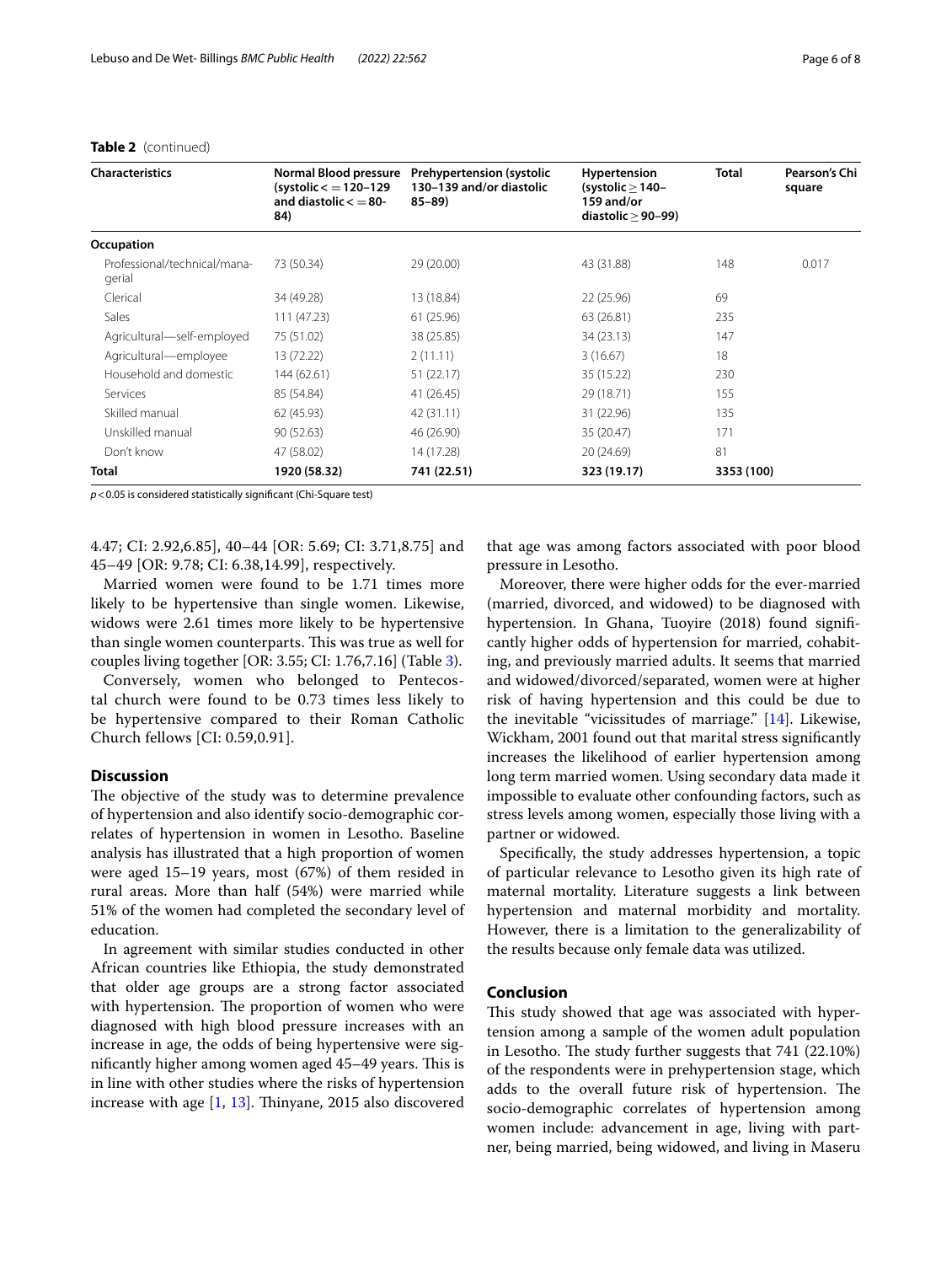**Table 2** (continued)

| Characteristics | Normal Blood pressure (systolic < = 120–129 and diastolic < = 80-84) | Prehypertension (systolic 130–139 and/or diastolic 85–89) | Hypertension (systolic ≥ 140–159 and/or diastolic ≥ 90–99) | Total | Pearson's Chi square |
|---|---|---|---|---|---|
| **Occupation** | | | | | |
| Professional/technical/managerial | 73 (50.34) | 29 (20.00) | 43 (31.88) | 148 | 0.017 |
| Clerical | 34 (49.28) | 13 (18.84) | 22 (25.96) | 69 | |
| Sales | 111 (47.23) | 61 (25.96) | 63 (26.81) | 235 | |
| Agricultural—self-employed | 75 (51.02) | 38 (25.85) | 34 (23.13) | 147 | |
| Agricultural—employee | 13 (72.22) | 2 (11.11) | 3 (16.67) | 18 | |
| Household and domestic | 144 (62.61) | 51 (22.17) | 35 (15.22) | 230 | |
| Services | 85 (54.84) | 41 (26.45) | 29 (18.71) | 155 | |
| Skilled manual | 62 (45.93) | 42 (31.11) | 31 (22.96) | 135 | |
| Unskilled manual | 90 (52.63) | 46 (26.90) | 35 (20.47) | 171 | |
| Don't know | 47 (58.02) | 14 (17.28) | 20 (24.69) | 81 | |
| **Total** | **1920 (58.32)** | **741 (22.51)** | **323 (19.17)** | **3353 (100)** | |

$p < 0.05$ is considered statistically significant (Chi-Square test)

4.47; CI: 2.92,6.85], 40–44 [OR: 5.69; CI: 3.71,8.75] and 45–49 [OR: 9.78; CI: 6.38,14.99], respectively.

Married women were found to be 1.71 times more likely to be hypertensive than single women. Likewise, widows were 2.61 times more likely to be hypertensive than single women counterparts. This was true as well for couples living together [OR: 3.55; CI: 1.76,7.16] (Table 3).

Conversely, women who belonged to Pentecostal church were found to be 0.73 times less likely to be hypertensive compared to their Roman Catholic Church fellows [CI: 0.59,0.91].

## Discussion

The objective of the study was to determine prevalence of hypertension and also identify socio-demographic correlates of hypertension in women in Lesotho. Baseline analysis has illustrated that a high proportion of women were aged 15–19 years, most (67%) of them resided in rural areas. More than half (54%) were married while 51% of the women had completed the secondary level of education.

In agreement with similar studies conducted in other African countries like Ethiopia, the study demonstrated that older age groups are a strong factor associated with hypertension. The proportion of women who were diagnosed with high blood pressure increases with an increase in age, the odds of being hypertensive were significantly higher among women aged 45–49 years. This is in line with other studies where the risks of hypertension increase with age [1, 13]. Thinyane, 2015 also discovered that age was among factors associated with poor blood pressure in Lesotho.

Moreover, there were higher odds for the ever-married (married, divorced, and widowed) to be diagnosed with hypertension. In Ghana, Tuoyire (2018) found significantly higher odds of hypertension for married, cohabiting, and previously married adults. It seems that married and widowed/divorced/separated, women were at higher risk of having hypertension and this could be due to the inevitable "vicissitudes of marriage." [14]. Likewise, Wickham, 2001 found out that marital stress significantly increases the likelihood of earlier hypertension among long term married women. Using secondary data made it impossible to evaluate other confounding factors, such as stress levels among women, especially those living with a partner or widowed.

Specifically, the study addresses hypertension, a topic of particular relevance to Lesotho given its high rate of maternal mortality. Literature suggests a link between hypertension and maternal morbidity and mortality. However, there is a limitation to the generalizability of the results because only female data was utilized.

## Conclusion

This study showed that age was associated with hypertension among a sample of the women adult population in Lesotho. The study further suggests that 741 (22.10%) of the respondents were in prehypertension stage, which adds to the overall future risk of hypertension. The socio-demographic correlates of hypertension among women include: advancement in age, living with partner, being married, being widowed, and living in Maseru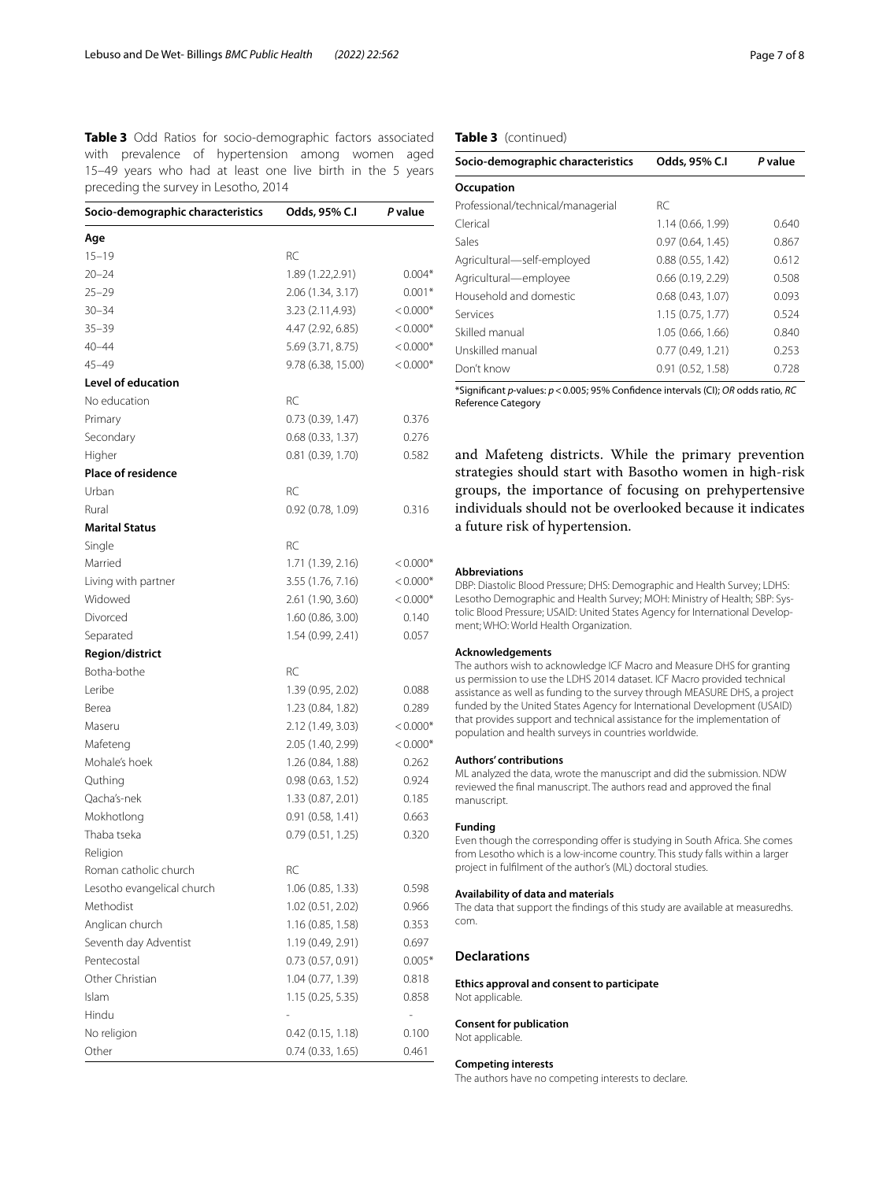**Table 3** Odd Ratios for socio-demographic factors associated with prevalence of hypertension among women aged 15–49 years who had at least one live birth in the 5 years preceding the survey in Lesotho, 2014

| Socio-demographic characteristics | Odds, 95% C.I | P value |
|---|---|---|
| **Age** | | |
| 15–19 | RC | |
| 20–24 | 1.89 (1.22,2.91) | 0.004* |
| 25–29 | 2.06 (1.34, 3.17) | 0.001* |
| 30–34 | 3.23 (2.11,4.93) | < 0.000* |
| 35–39 | 4.47 (2.92, 6.85) | < 0.000* |
| 40–44 | 5.69 (3.71, 8.75) | < 0.000* |
| 45–49 | 9.78 (6.38, 15.00) | < 0.000* |
| **Level of education** | | |
| No education | RC | |
| Primary | 0.73 (0.39, 1.47) | 0.376 |
| Secondary | 0.68 (0.33, 1.37) | 0.276 |
| Higher | 0.81 (0.39, 1.70) | 0.582 |
| **Place of residence** | | |
| Urban | RC | |
| Rural | 0.92 (0.78, 1.09) | 0.316 |
| **Marital Status** | | |
| Single | RC | |
| Married | 1.71 (1.39, 2.16) | < 0.000* |
| Living with partner | 3.55 (1.76, 7.16) | < 0.000* |
| Widowed | 2.61 (1.90, 3.60) | < 0.000* |
| Divorced | 1.60 (0.86, 3.00) | 0.140 |
| Separated | 1.54 (0.99, 2.41) | 0.057 |
| **Region/district** | | |
| Botha-bothe | RC | |
| Leribe | 1.39 (0.95, 2.02) | 0.088 |
| Berea | 1.23 (0.84, 1.82) | 0.289 |
| Maseru | 2.12 (1.49, 3.03) | < 0.000* |
| Mafeteng | 2.05 (1.40, 2.99) | < 0.000* |
| Mohale's hoek | 1.26 (0.84, 1.88) | 0.262 |
| Quthing | 0.98 (0.63, 1.52) | 0.924 |
| Qacha's-nek | 1.33 (0.87, 2.01) | 0.185 |
| Mokhotlong | 0.91 (0.58, 1.41) | 0.663 |
| Thaba tseka | 0.79 (0.51, 1.25) | 0.320 |
| Religion | | |
| Roman catholic church | RC | |
| Lesotho evangelical church | 1.06 (0.85, 1.33) | 0.598 |
| Methodist | 1.02 (0.51, 2.02) | 0.966 |
| Anglican church | 1.16 (0.85, 1.58) | 0.353 |
| Seventh day Adventist | 1.19 (0.49, 2.91) | 0.697 |
| Pentecostal | 0.73 (0.57, 0.91) | 0.005* |
| Other Christian | 1.04 (0.77, 1.39) | 0.818 |
| Islam | 1.15 (0.25, 5.35) | 0.858 |
| Hindu | - | - |
| No religion | 0.42 (0.15, 1.18) | 0.100 |
| Other | 0.74 (0.33, 1.65) | 0.461 |
| **Occupation** | | |
| Professional/technical/managerial | RC | |
| Clerical | 1.14 (0.66, 1.99) | 0.640 |
| Sales | 0.97 (0.64, 1.45) | 0.867 |
| Agricultural—self-employed | 0.88 (0.55, 1.42) | 0.612 |
| Agricultural—employee | 0.66 (0.19, 2.29) | 0.508 |
| Household and domestic | 0.68 (0.43, 1.07) | 0.093 |
| Services | 1.15 (0.75, 1.77) | 0.524 |
| Skilled manual | 1.05 (0.66, 1.66) | 0.840 |
| Unskilled manual | 0.77 (0.49, 1.21) | 0.253 |
| Don't know | 0.91 (0.52, 1.58) | 0.728 |

*Significant *p*-values: $p < 0.005$; 95% Confidence intervals (CI); *OR* odds ratio, *RC* Reference Category

and Mafeteng districts. While the primary prevention strategies should start with Basotho women in high-risk groups, the importance of focusing on prehypertensive individuals should not be overlooked because it indicates a future risk of hypertension.

#### Abbreviations
DBP: Diastolic Blood Pressure; DHS: Demographic and Health Survey; LDHS: Lesotho Demographic and Health Survey; MOH: Ministry of Health; SBP: Systolic Blood Pressure; USAID: United States Agency for International Development; WHO: World Health Organization.

#### Acknowledgements
The authors wish to acknowledge ICF Macro and Measure DHS for granting us permission to use the LDHS 2014 dataset. ICF Macro provided technical assistance as well as funding to the survey through MEASURE DHS, a project funded by the United States Agency for International Development (USAID) that provides support and technical assistance for the implementation of population and health surveys in countries worldwide.

#### Authors' contributions
ML analyzed the data, wrote the manuscript and did the submission. NDW reviewed the final manuscript. The authors read and approved the final manuscript.

#### Funding
Even though the corresponding offer is studying in South Africa. She comes from Lesotho which is a low-income country. This study falls within a larger project in fulfilment of the author's (ML) doctoral studies.

#### Availability of data and materials
The data that support the findings of this study are available at measuredhs.com.

## Declarations

#### Ethics approval and consent to participate
Not applicable.

#### Consent for publication
Not applicable.

#### Competing interests
The authors have no competing interests to declare.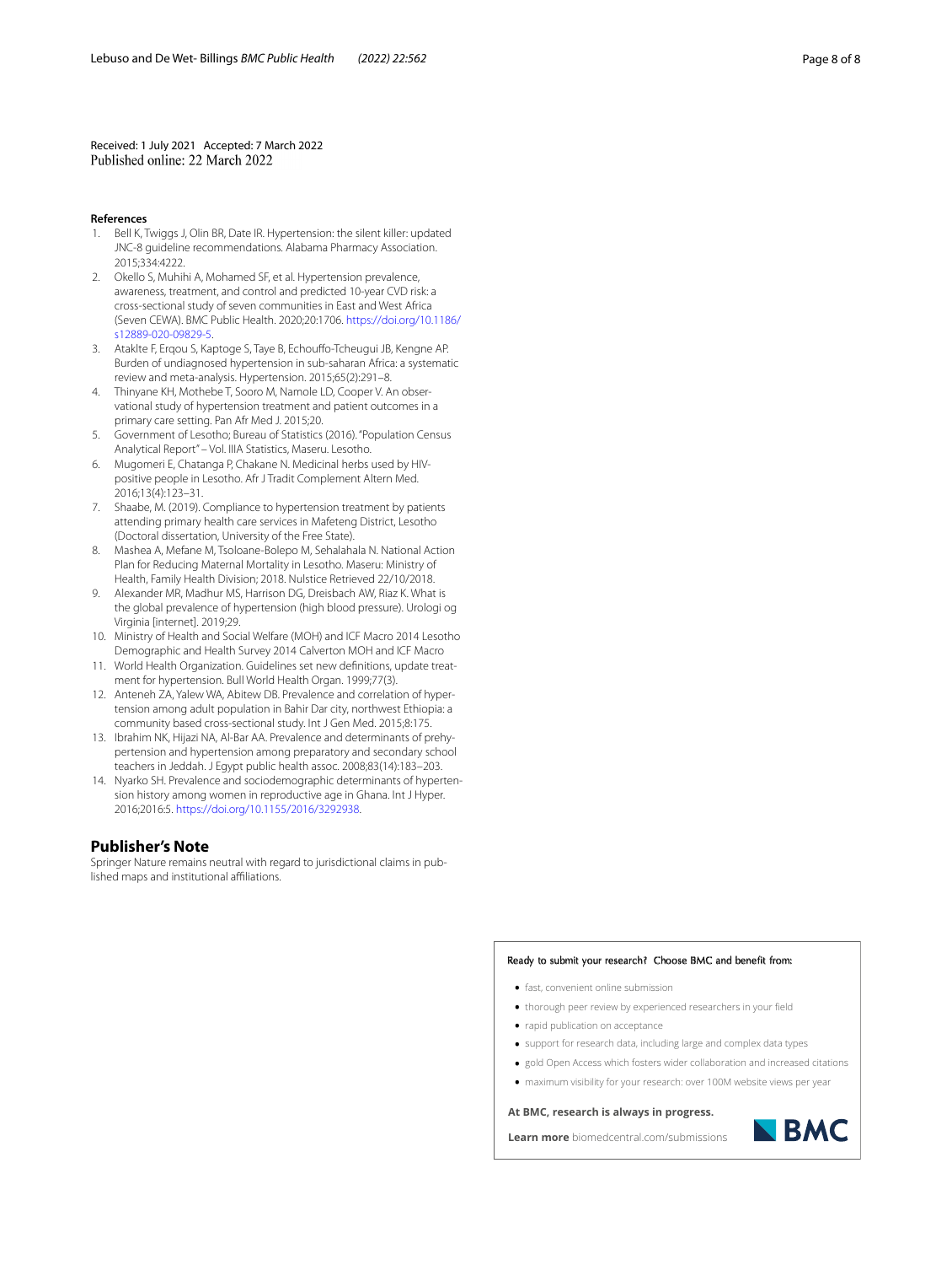Received: 1 July 2021 Accepted: 7 March 2022
Published online: 22 March 2022

#### References

1. Bell K, Twiggs J, Olin BR, Date IR. Hypertension: the silent killer: updated JNC-8 guideline recommendations. Alabama Pharmacy Association. 2015;334:4222.
2. Okello S, Muhihi A, Mohamed SF, et al. Hypertension prevalence, awareness, treatment, and control and predicted 10-year CVD risk: a cross-sectional study of seven communities in East and West Africa (Seven CEWA). BMC Public Health. 2020;20:1706. https://doi.org/10.1186/s12889-020-09829-5.
3. Ataklte F, Erqou S, Kaptoge S, Taye B, Echouffo-Tcheugui JB, Kengne AP. Burden of undiagnosed hypertension in sub-saharan Africa: a systematic review and meta-analysis. Hypertension. 2015;65(2):291–8.
4. Thinyane KH, Mothebe T, Sooro M, Namole LD, Cooper V. An observational study of hypertension treatment and patient outcomes in a primary care setting. Pan Afr Med J. 2015;20.
5. Government of Lesotho; Bureau of Statistics (2016). "Population Census Analytical Report" – Vol. IIIA Statistics, Maseru. Lesotho.
6. Mugomeri E, Chatanga P, Chakane N. Medicinal herbs used by HIV-positive people in Lesotho. Afr J Tradit Complement Altern Med. 2016;13(4):123–31.
7. Shaabe, M. (2019). Compliance to hypertension treatment by patients attending primary health care services in Mafeteng District, Lesotho (Doctoral dissertation, University of the Free State).
8. Mashea A, Mefane M, Tsoloane-Bolepo M, Sehalahala N. National Action Plan for Reducing Maternal Mortality in Lesotho. Maseru: Ministry of Health, Family Health Division; 2018. Nulstice Retrieved 22/10/2018.
9. Alexander MR, Madhur MS, Harrison DG, Dreisbach AW, Riaz K. What is the global prevalence of hypertension (high blood pressure). Urologi og Virginia [internet]. 2019;29.
10. Ministry of Health and Social Welfare (MOH) and ICF Macro 2014 Lesotho Demographic and Health Survey 2014 Calverton MOH and ICF Macro
11. World Health Organization. Guidelines set new definitions, update treatment for hypertension. Bull World Health Organ. 1999;77(3).
12. Anteneh ZA, Yalew WA, Abitew DB. Prevalence and correlation of hypertension among adult population in Bahir Dar city, northwest Ethiopia: a community based cross-sectional study. Int J Gen Med. 2015;8:175.
13. Ibrahim NK, Hijazi NA, Al-Bar AA. Prevalence and determinants of prehypertension and hypertension among preparatory and secondary school teachers in Jeddah. J Egypt public health assoc. 2008;83(14):183–203.
14. Nyarko SH. Prevalence and sociodemographic determinants of hypertension history among women in reproductive age in Ghana. Int J Hyper. 2016;2016:5. https://doi.org/10.1155/2016/3292938.

## Publisher's Note

Springer Nature remains neutral with regard to jurisdictional claims in published maps and institutional affiliations.

Ready to submit your research? Choose BMC and benefit from:

- fast, convenient online submission
- thorough peer review by experienced researchers in your field
- rapid publication on acceptance
- support for research data, including large and complex data types
- gold Open Access which fosters wider collaboration and increased citations
- maximum visibility for your research: over 100M website views per year

**At BMC, research is always in progress.**

**Learn more** biomedcentral.com/submissions

BMC